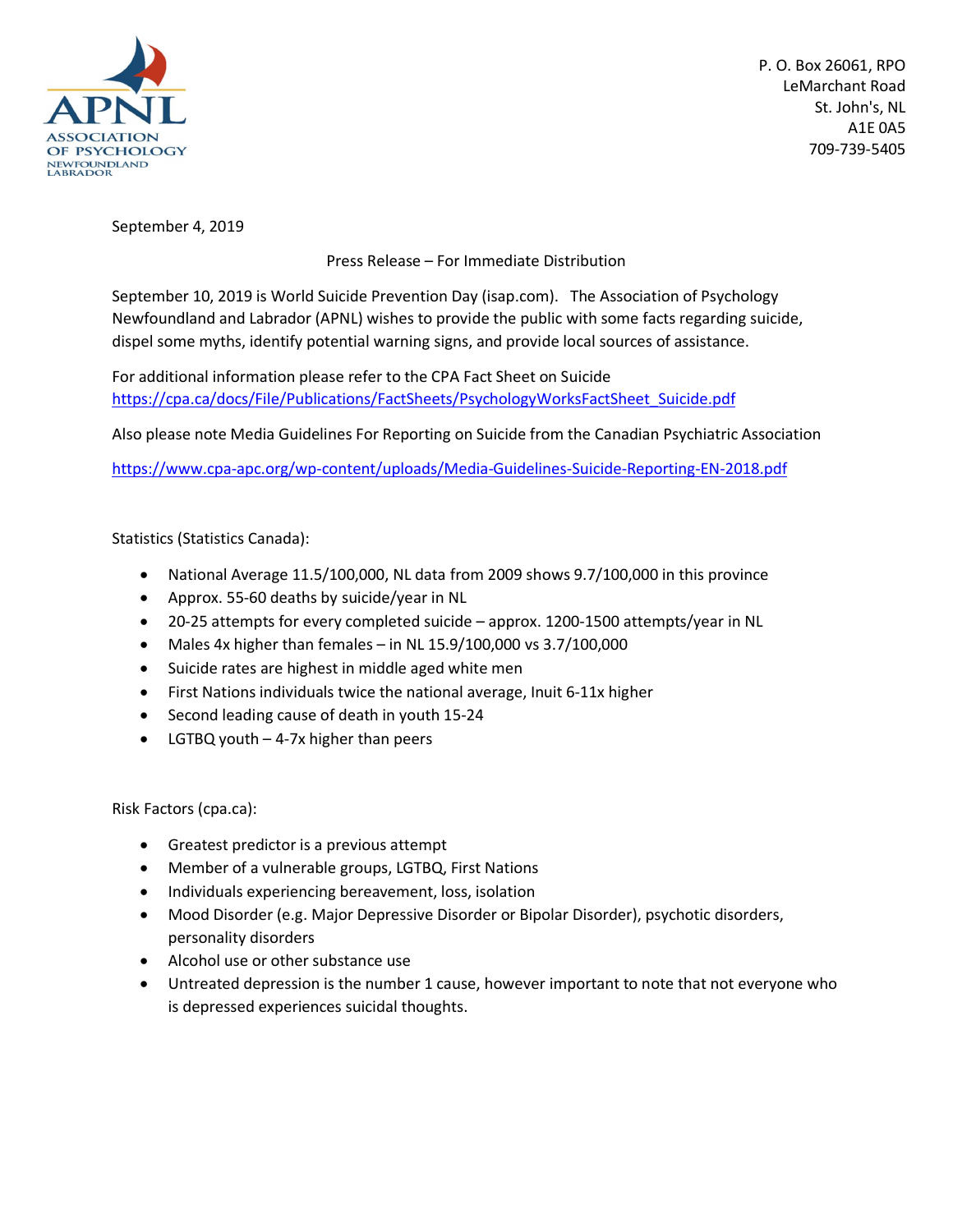APNL
ASSOCIATION OF PSYCHOLOGY NEWFOUNDLAND LABRADOR

P. O. Box 26061, RPO
LeMarchant Road
St. John's, NL
A1E 0A5
709-739-5405

September 4, 2019

Press Release – For Immediate Distribution

September 10, 2019 is World Suicide Prevention Day (isap.com). The Association of Psychology Newfoundland and Labrador (APNL) wishes to provide the public with some facts regarding suicide, dispel some myths, identify potential warning signs, and provide local sources of assistance.

For additional information please refer to the CPA Fact Sheet on Suicide
https://cpa.ca/docs/File/Publications/FactSheets/PsychologyWorksFactSheet_Suicide.pdf

Also please note Media Guidelines For Reporting on Suicide from the Canadian Psychiatric Association

https://www.cpa-apc.org/wp-content/uploads/Media-Guidelines-Suicide-Reporting-EN-2018.pdf

Statistics (Statistics Canada):

- National Average 11.5/100,000, NL data from 2009 shows 9.7/100,000 in this province
- Approx. 55-60 deaths by suicide/year in NL
- 20-25 attempts for every completed suicide – approx. 1200-1500 attempts/year in NL
- Males 4x higher than females – in NL 15.9/100,000 vs 3.7/100,000
- Suicide rates are highest in middle aged white men
- First Nations individuals twice the national average, Inuit 6-11x higher
- Second leading cause of death in youth 15-24
- LGTBQ youth – 4-7x higher than peers

Risk Factors (cpa.ca):

- Greatest predictor is a previous attempt
- Member of a vulnerable groups, LGTBQ, First Nations
- Individuals experiencing bereavement, loss, isolation
- Mood Disorder (e.g. Major Depressive Disorder or Bipolar Disorder), psychotic disorders, personality disorders
- Alcohol use or other substance use
- Untreated depression is the number 1 cause, however important to note that not everyone who is depressed experiences suicidal thoughts.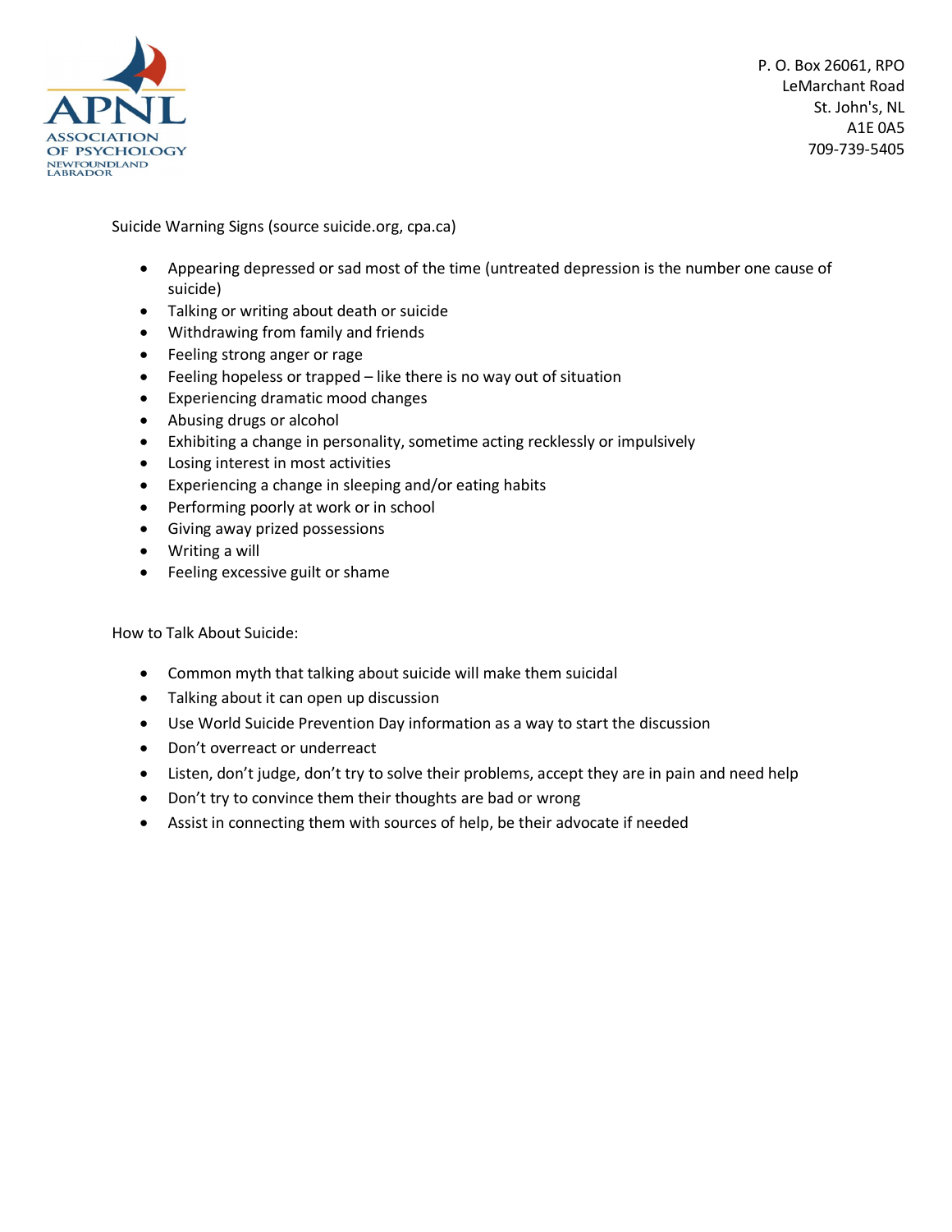P. O. Box 26061, RPO
LeMarchant Road
St. John's, NL
A1E 0A5
709-739-5405

Suicide Warning Signs (source suicide.org, cpa.ca)

- Appearing depressed or sad most of the time (untreated depression is the number one cause of suicide)
- Talking or writing about death or suicide
- Withdrawing from family and friends
- Feeling strong anger or rage
- Feeling hopeless or trapped – like there is no way out of situation
- Experiencing dramatic mood changes
- Abusing drugs or alcohol
- Exhibiting a change in personality, sometime acting recklessly or impulsively
- Losing interest in most activities
- Experiencing a change in sleeping and/or eating habits
- Performing poorly at work or in school
- Giving away prized possessions
- Writing a will
- Feeling excessive guilt or shame

How to Talk About Suicide:

- Common myth that talking about suicide will make them suicidal
- Talking about it can open up discussion
- Use World Suicide Prevention Day information as a way to start the discussion
- Don't overreact or underreact
- Listen, don't judge, don't try to solve their problems, accept they are in pain and need help
- Don't try to convince them their thoughts are bad or wrong
- Assist in connecting them with sources of help, be their advocate if needed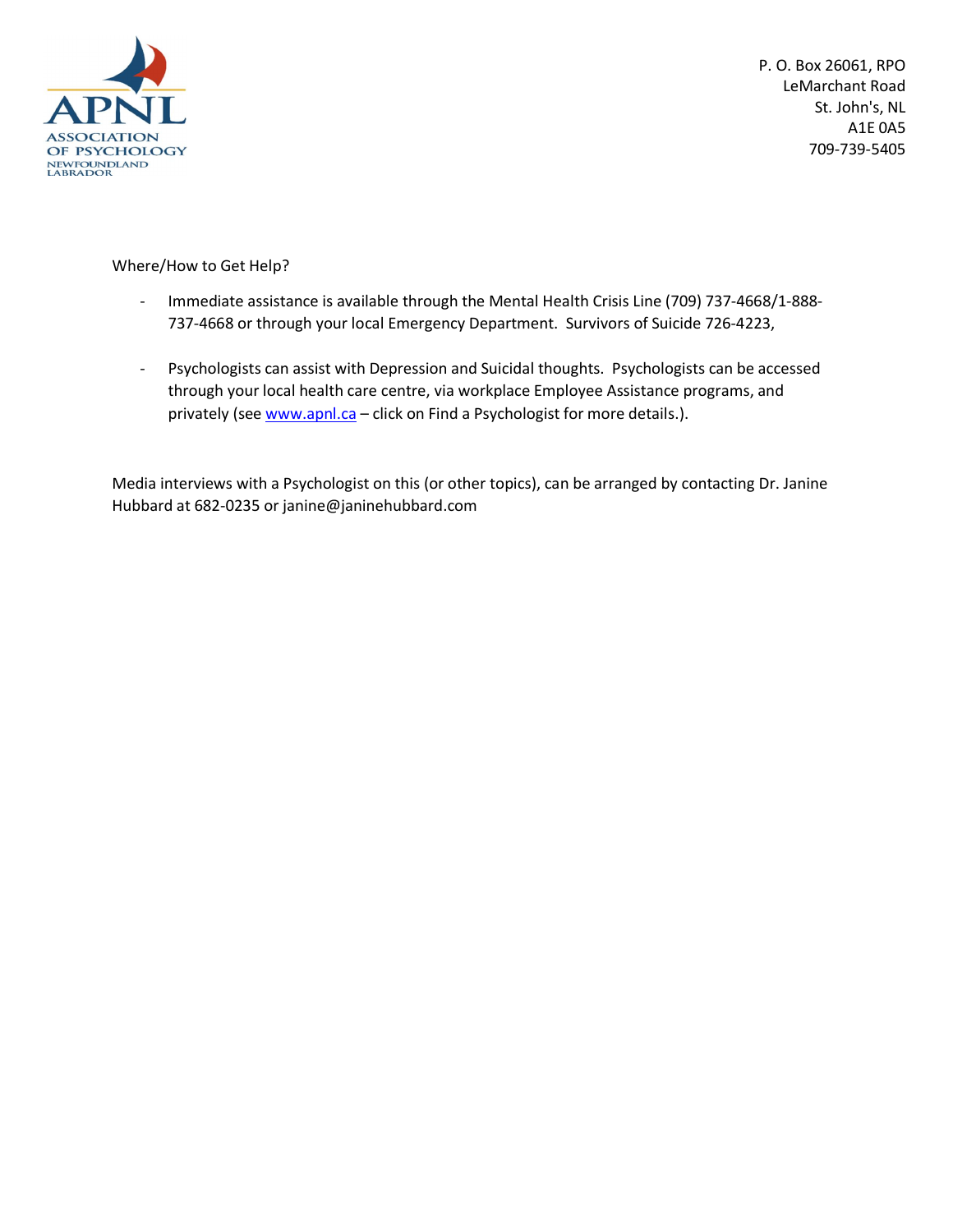APNL
ASSOCIATION OF PSYCHOLOGY NEWFOUNDLAND LABRADOR

P. O. Box 26061, RPO
LeMarchant Road
St. John's, NL
A1E 0A5
709-739-5405

Where/How to Get Help?

- Immediate assistance is available through the Mental Health Crisis Line (709) 737-4668/1-888-737-4668 or through your local Emergency Department. Survivors of Suicide 726-4223,

- Psychologists can assist with Depression and Suicidal thoughts. Psychologists can be accessed through your local health care centre, via workplace Employee Assistance programs, and privately (see [www.apnl.ca](http://www.apnl.ca) – click on Find a Psychologist for more details.).

Media interviews with a Psychologist on this (or other topics), can be arranged by contacting Dr. Janine Hubbard at 682-0235 or janine@janinehubbard.com